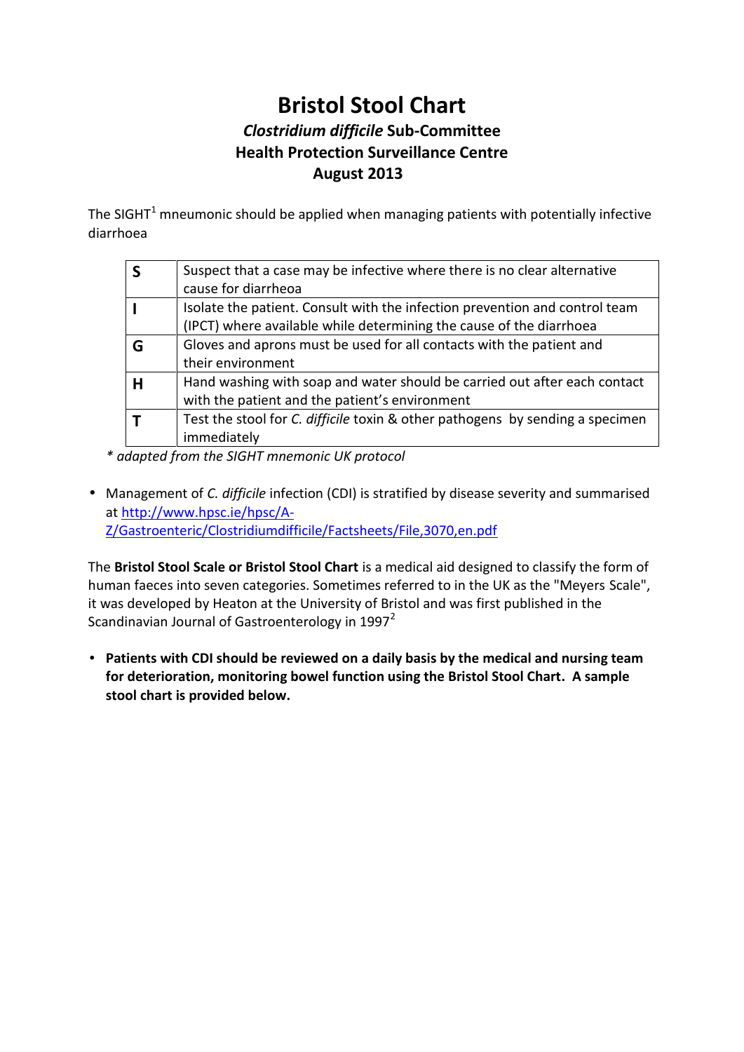# Bristol Stool Chart

## *Clostridium difficile* Sub-Committee
## Health Protection Surveillance Centre
## August 2013

The SIGHT[1] mneumonic should be applied when managing patients with potentially infective diarrhoea

| | |
|---|---|
| **S** | Suspect that a case may be infective where there is no clear alternative cause for diarrheoa |
| **I** | Isolate the patient. Consult with the infection prevention and control team (IPCT) where available while determining the cause of the diarrhoea |
| **G** | Gloves and aprons must be used for all contacts with the patient and their environment |
| **H** | Hand washing with soap and water should be carried out after each contact with the patient and the patient's environment |
| **T** | Test the stool for *C. difficile* toxin & other pathogens by sending a specimen immediately |

*\* adapted from the SIGHT mnemonic UK protocol*

- Management of *C. difficile* infection (CDI) is stratified by disease severity and summarised at [http://www.hpsc.ie/hpsc/A-Z/Gastroenteric/Clostridiumdifficile/Factsheets/File,3070,en.pdf](http://www.hpsc.ie/hpsc/A-Z/Gastroenteric/Clostridiumdifficile/Factsheets/File,3070,en.pdf)

The **Bristol Stool Scale or Bristol Stool Chart** is a medical aid designed to classify the form of human faeces into seven categories. Sometimes referred to in the UK as the "Meyers Scale", it was developed by Heaton at the University of Bristol and was first published in the Scandinavian Journal of Gastroenterology in 1997[2]

- **Patients with CDI should be reviewed on a daily basis by the medical and nursing team for deterioration, monitoring bowel function using the Bristol Stool Chart. A sample stool chart is provided below.**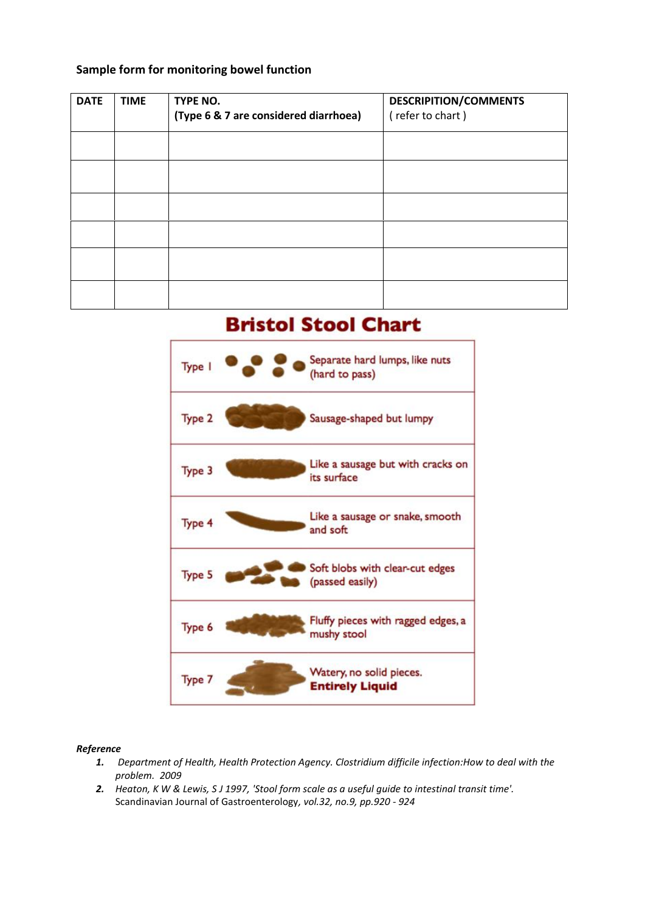**Sample form for monitoring bowel function**

| DATE | TIME | TYPE NO.<br>(Type 6 & 7 are considered diarrhoea) | DESCRIPITION/COMMENTS<br>( refer to chart ) |
|---|---|---|---|
| | | | |
| | | | |
| | | | |
| | | | |
| | | | |
| | | | |

## Bristol Stool Chart

| | |
|---|---|
| Type 1 | Separate hard lumps, like nuts (hard to pass) |
| Type 2 | Sausage-shaped but lumpy |
| Type 3 | Like a sausage but with cracks on its surface |
| Type 4 | Like a sausage or snake, smooth and soft |
| Type 5 | Soft blobs with clear-cut edges (passed easily) |
| Type 6 | Fluffy pieces with ragged edges, a mushy stool |
| Type 7 | Watery, no solid pieces. **Entirely Liquid** |

***Reference***

1. *Department of Health, Health Protection Agency. Clostridium difficile infection:How to deal with the problem. 2009*
2. *Heaton, K W & Lewis, S J 1997, 'Stool form scale as a useful guide to intestinal transit time'.* Scandinavian Journal of Gastroenterology*, vol.32, no.9, pp.920 - 924*